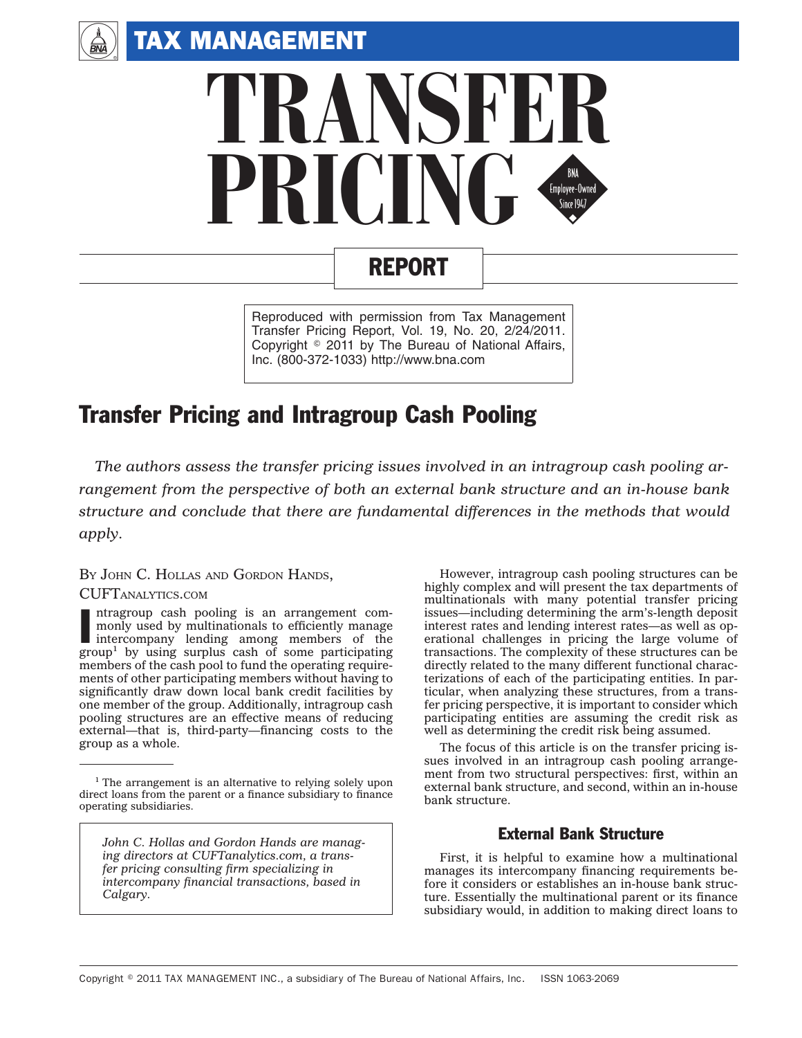# TAX MANAGEMENT TRANSFER PRICING REPORT

Reproduced with permission from Tax Management Transfer Pricing Report, Vol. 19, No. 20, 2/24/2011. Copyright © 2011 by The Bureau of National Affairs, Inc. (800-372-1033) http://www.bna.com

## Transfer Pricing and Intragroup Cash Pooling

*The authors assess the transfer pricing issues involved in an intragroup cash pooling arrangement from the perspective of both an external bank structure and an in-house bank structure and conclude that there are fundamental differences in the methods that would apply.*

BY JOHN C. HOLLAS AND GORDON HANDS, CUFTANALYTICS.COM

Intragroup cash pooling is an arrangement commonly used by multinationals to efficiently manage intercompany lending among members of the group[1] by using surplus cash of some participating members of the cash pool to fund the operating requirements of other participating members without having to significantly draw down local bank credit facilities by one member of the group. Additionally, intragroup cash pooling structures are an effective means of reducing external—that is, third-party—financing costs to the group as a whole.

[1] The arrangement is an alternative to relying solely upon direct loans from the parent or a finance subsidiary to finance operating subsidiaries.

*John C. Hollas and Gordon Hands are managing directors at CUFTanalytics.com, a transfer pricing consulting firm specializing in intercompany financial transactions, based in Calgary.*

However, intragroup cash pooling structures can be highly complex and will present the tax departments of multinationals with many potential transfer pricing issues—including determining the arm's-length deposit interest rates and lending interest rates—as well as operational challenges in pricing the large volume of transactions. The complexity of these structures can be directly related to the many different functional characterizations of each of the participating entities. In particular, when analyzing these structures, from a transfer pricing perspective, it is important to consider which participating entities are assuming the credit risk as well as determining the credit risk being assumed.

The focus of this article is on the transfer pricing issues involved in an intragroup cash pooling arrangement from two structural perspectives: first, within an external bank structure, and second, within an in-house bank structure.

### External Bank Structure

First, it is helpful to examine how a multinational manages its intercompany financing requirements before it considers or establishes an in-house bank structure. Essentially the multinational parent or its finance subsidiary would, in addition to making direct loans to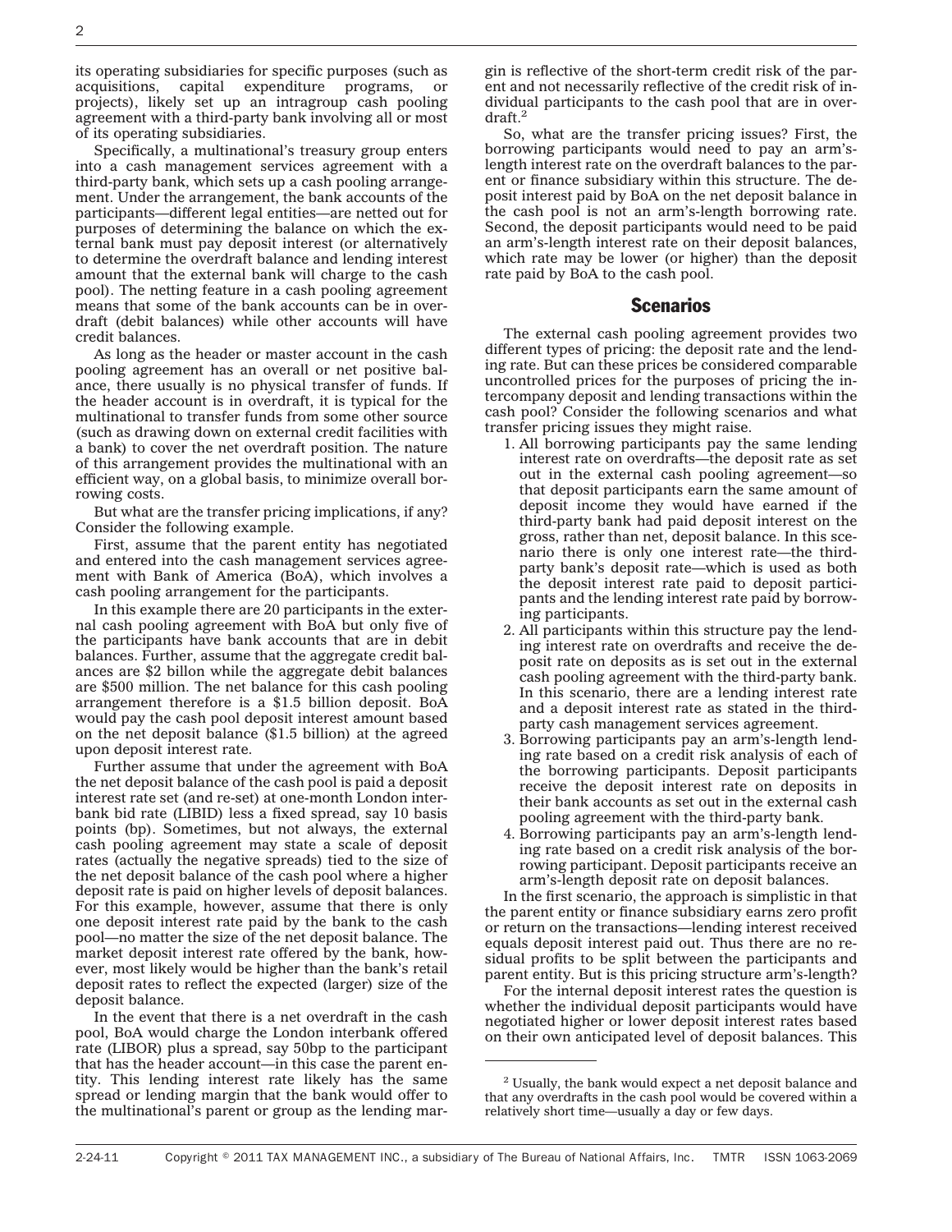its operating subsidiaries for specific purposes (such as acquisitions, capital expenditure programs, or projects), likely set up an intragroup cash pooling agreement with a third-party bank involving all or most of its operating subsidiaries.

Specifically, a multinational's treasury group enters into a cash management services agreement with a third-party bank, which sets up a cash pooling arrangement. Under the arrangement, the bank accounts of the participants—different legal entities—are netted out for purposes of determining the balance on which the external bank must pay deposit interest (or alternatively to determine the overdraft balance and lending interest amount that the external bank will charge to the cash pool). The netting feature in a cash pooling agreement means that some of the bank accounts can be in overdraft (debit balances) while other accounts will have credit balances.

As long as the header or master account in the cash pooling agreement has an overall or net positive balance, there usually is no physical transfer of funds. If the header account is in overdraft, it is typical for the multinational to transfer funds from some other source (such as drawing down on external credit facilities with a bank) to cover the net overdraft position. The nature of this arrangement provides the multinational with an efficient way, on a global basis, to minimize overall borrowing costs.

But what are the transfer pricing implications, if any? Consider the following example.

First, assume that the parent entity has negotiated and entered into the cash management services agreement with Bank of America (BoA), which involves a cash pooling arrangement for the participants.

In this example there are 20 participants in the external cash pooling agreement with BoA but only five of the participants have bank accounts that are in debit balances. Further, assume that the aggregate credit balances are $2 billon while the aggregate debit balances are $500 million. The net balance for this cash pooling arrangement therefore is a $1.5 billion deposit. BoA would pay the cash pool deposit interest amount based on the net deposit balance ($1.5 billion) at the agreed upon deposit interest rate.

Further assume that under the agreement with BoA the net deposit balance of the cash pool is paid a deposit interest rate set (and re-set) at one-month London interbank bid rate (LIBID) less a fixed spread, say 10 basis points (bp). Sometimes, but not always, the external cash pooling agreement may state a scale of deposit rates (actually the negative spreads) tied to the size of the net deposit balance of the cash pool where a higher deposit rate is paid on higher levels of deposit balances. For this example, however, assume that there is only one deposit interest rate paid by the bank to the cash pool—no matter the size of the net deposit balance. The market deposit interest rate offered by the bank, however, most likely would be higher than the bank's retail deposit rates to reflect the expected (larger) size of the deposit balance.

In the event that there is a net overdraft in the cash pool, BoA would charge the London interbank offered rate (LIBOR) plus a spread, say 50bp to the participant that has the header account—in this case the parent entity. This lending interest rate likely has the same spread or lending margin that the bank would offer to the multinational's parent or group as the lending margin is reflective of the short-term credit risk of the parent and not necessarily reflective of the credit risk of individual participants to the cash pool that are in overdraft.[2]

So, what are the transfer pricing issues? First, the borrowing participants would need to pay an arm's-length interest rate on the overdraft balances to the parent or finance subsidiary within this structure. The deposit interest paid by BoA on the net deposit balance in the cash pool is not an arm's-length borrowing rate. Second, the deposit participants would need to be paid an arm's-length interest rate on their deposit balances, which rate may be lower (or higher) than the deposit rate paid by BoA to the cash pool.

## Scenarios

The external cash pooling agreement provides two different types of pricing: the deposit rate and the lending rate. But can these prices be considered comparable uncontrolled prices for the purposes of pricing the intercompany deposit and lending transactions within the cash pool? Consider the following scenarios and what transfer pricing issues they might raise.

1. All borrowing participants pay the same lending interest rate on overdrafts—the deposit rate as set out in the external cash pooling agreement—so that deposit participants earn the same amount of deposit income they would have earned if the third-party bank had paid deposit interest on the gross, rather than net, deposit balance. In this scenario there is only one interest rate—the third-party bank's deposit rate—which is used as both the deposit interest rate paid to deposit participants and the lending interest rate paid by borrowing participants.
2. All participants within this structure pay the lending interest rate on overdrafts and receive the deposit rate on deposits as is set out in the external cash pooling agreement with the third-party bank. In this scenario, there are a lending interest rate and a deposit interest rate as stated in the third-party cash management services agreement.
3. Borrowing participants pay an arm's-length lending rate based on a credit risk analysis of each of the borrowing participants. Deposit participants receive the deposit interest rate on deposits in their bank accounts as set out in the external cash pooling agreement with the third-party bank.
4. Borrowing participants pay an arm's-length lending rate based on a credit risk analysis of the borrowing participant. Deposit participants receive an arm's-length deposit rate on deposit balances.

In the first scenario, the approach is simplistic in that the parent entity or finance subsidiary earns zero profit or return on the transactions—lending interest received equals deposit interest paid out. Thus there are no residual profits to be split between the participants and parent entity. But is this pricing structure arm's-length?

For the internal deposit interest rates the question is whether the individual deposit participants would have negotiated higher or lower deposit interest rates based on their own anticipated level of deposit balances. This

---

[2] Usually, the bank would expect a net deposit balance and that any overdrafts in the cash pool would be covered within a relatively short time—usually a day or few days.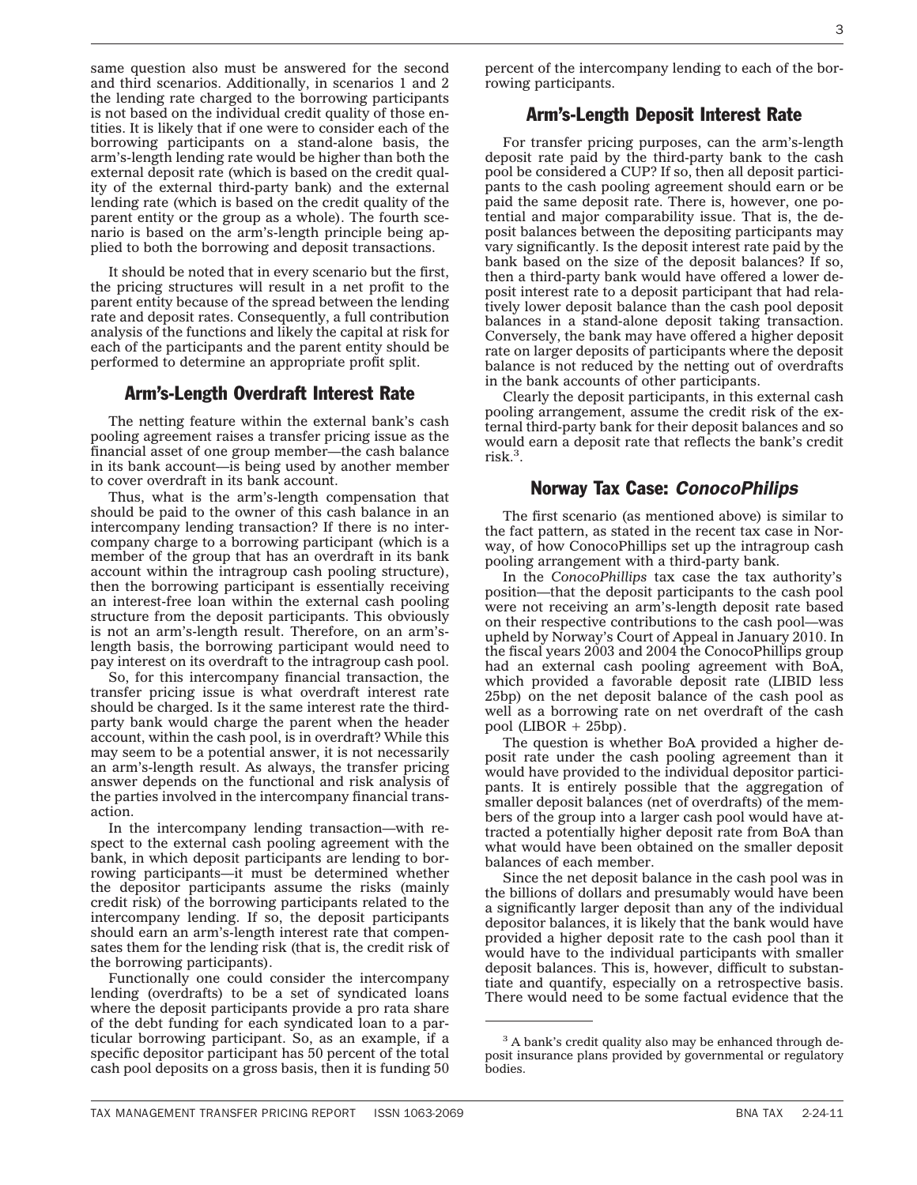same question also must be answered for the second and third scenarios. Additionally, in scenarios 1 and 2 the lending rate charged to the borrowing participants is not based on the individual credit quality of those entities. It is likely that if one were to consider each of the borrowing participants on a stand-alone basis, the arm's-length lending rate would be higher than both the external deposit rate (which is based on the credit quality of the external third-party bank) and the external lending rate (which is based on the credit quality of the parent entity or the group as a whole). The fourth scenario is based on the arm's-length principle being applied to both the borrowing and deposit transactions.

It should be noted that in every scenario but the first, the pricing structures will result in a net profit to the parent entity because of the spread between the lending rate and deposit rates. Consequently, a full contribution analysis of the functions and likely the capital at risk for each of the participants and the parent entity should be performed to determine an appropriate profit split.

## Arm's-Length Overdraft Interest Rate

The netting feature within the external bank's cash pooling agreement raises a transfer pricing issue as the financial asset of one group member—the cash balance in its bank account—is being used by another member to cover overdraft in its bank account.

Thus, what is the arm's-length compensation that should be paid to the owner of this cash balance in an intercompany lending transaction? If there is no intercompany charge to a borrowing participant (which is a member of the group that has an overdraft in its bank account within the intragroup cash pooling structure), then the borrowing participant is essentially receiving an interest-free loan within the external cash pooling structure from the deposit participants. This obviously is not an arm's-length result. Therefore, on an arm's-length basis, the borrowing participant would need to pay interest on its overdraft to the intragroup cash pool.

So, for this intercompany financial transaction, the transfer pricing issue is what overdraft interest rate should be charged. Is it the same interest rate the third-party bank would charge the parent when the header account, within the cash pool, is in overdraft? While this may seem to be a potential answer, it is not necessarily an arm's-length result. As always, the transfer pricing answer depends on the functional and risk analysis of the parties involved in the intercompany financial transaction.

In the intercompany lending transaction—with respect to the external cash pooling agreement with the bank, in which deposit participants are lending to borrowing participants—it must be determined whether the depositor participants assume the risks (mainly credit risk) of the borrowing participants related to the intercompany lending. If so, the deposit participants should earn an arm's-length interest rate that compensates them for the lending risk (that is, the credit risk of the borrowing participants).

Functionally one could consider the intercompany lending (overdrafts) to be a set of syndicated loans where the deposit participants provide a pro rata share of the debt funding for each syndicated loan to a particular borrowing participant. So, as an example, if a specific depositor participant has 50 percent of the total cash pool deposits on a gross basis, then it is funding 50 percent of the intercompany lending to each of the borrowing participants.

## Arm's-Length Deposit Interest Rate

For transfer pricing purposes, can the arm's-length deposit rate paid by the third-party bank to the cash pool be considered a CUP? If so, then all deposit participants to the cash pooling agreement should earn or be paid the same deposit rate. There is, however, one potential and major comparability issue. That is, the deposit balances between the depositing participants may vary significantly. Is the deposit interest rate paid by the bank based on the size of the deposit balances? If so, then a third-party bank would have offered a lower deposit interest rate to a deposit participant that had relatively lower deposit balance than the cash pool deposit balances in a stand-alone deposit taking transaction. Conversely, the bank may have offered a higher deposit rate on larger deposits of participants where the deposit balance is not reduced by the netting out of overdrafts in the bank accounts of other participants.

Clearly the deposit participants, in this external cash pooling arrangement, assume the credit risk of the external third-party bank for their deposit balances and so would earn a deposit rate that reflects the bank's credit risk.[3].

## Norway Tax Case: *ConocoPhillips*

The first scenario (as mentioned above) is similar to the fact pattern, as stated in the recent tax case in Norway, of how ConocoPhillips set up the intragroup cash pooling arrangement with a third-party bank.

In the *ConocoPhillips* tax case the tax authority's position—that the deposit participants to the cash pool were not receiving an arm's-length deposit rate based on their respective contributions to the cash pool—was upheld by Norway's Court of Appeal in January 2010. In the fiscal years 2003 and 2004 the ConocoPhillips group had an external cash pooling agreement with BoA, which provided a favorable deposit rate (LIBID less 25bp) on the net deposit balance of the cash pool as well as a borrowing rate on net overdraft of the cash pool (LIBOR + 25bp).

The question is whether BoA provided a higher deposit rate under the cash pooling agreement than it would have provided to the individual depositor participants. It is entirely possible that the aggregation of smaller deposit balances (net of overdrafts) of the members of the group into a larger cash pool would have attracted a potentially higher deposit rate from BoA than what would have been obtained on the smaller deposit balances of each member.

Since the net deposit balance in the cash pool was in the billions of dollars and presumably would have been a significantly larger deposit than any of the individual depositor balances, it is likely that the bank would have provided a higher deposit rate to the cash pool than it would have to the individual participants with smaller deposit balances. This is, however, difficult to substantiate and quantify, especially on a retrospective basis. There would need to be some factual evidence that the

---

[3] A bank's credit quality also may be enhanced through deposit insurance plans provided by governmental or regulatory bodies.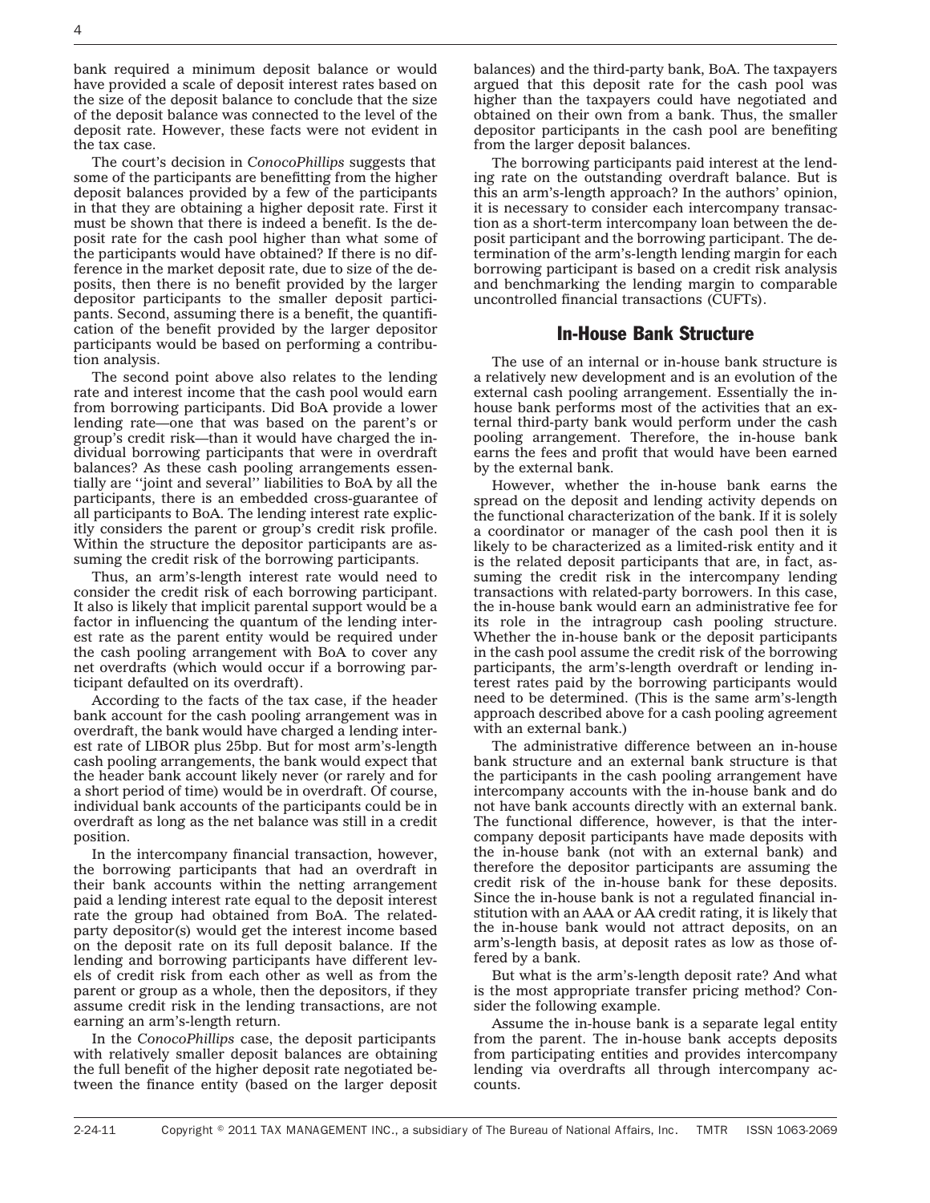bank required a minimum deposit balance or would have provided a scale of deposit interest rates based on the size of the deposit balance to conclude that the size of the deposit balance was connected to the level of the deposit rate. However, these facts were not evident in the tax case.

The court's decision in *ConocoPhillips* suggests that some of the participants are benefitting from the higher deposit balances provided by a few of the participants in that they are obtaining a higher deposit rate. First it must be shown that there is indeed a benefit. Is the deposit rate for the cash pool higher than what some of the participants would have obtained? If there is no difference in the market deposit rate, due to size of the deposits, then there is no benefit provided by the larger depositor participants to the smaller deposit participants. Second, assuming there is a benefit, the quantification of the benefit provided by the larger depositor participants would be based on performing a contribution analysis.

The second point above also relates to the lending rate and interest income that the cash pool would earn from borrowing participants. Did BoA provide a lower lending rate—one that was based on the parent's or group's credit risk—than it would have charged the individual borrowing participants that were in overdraft balances? As these cash pooling arrangements essentially are ''joint and several'' liabilities to BoA by all the participants, there is an embedded cross-guarantee of all participants to BoA. The lending interest rate explicitly considers the parent or group's credit risk profile. Within the structure the depositor participants are assuming the credit risk of the borrowing participants.

Thus, an arm's-length interest rate would need to consider the credit risk of each borrowing participant. It also is likely that implicit parental support would be a factor in influencing the quantum of the lending interest rate as the parent entity would be required under the cash pooling arrangement with BoA to cover any net overdrafts (which would occur if a borrowing participant defaulted on its overdraft).

According to the facts of the tax case, if the header bank account for the cash pooling arrangement was in overdraft, the bank would have charged a lending interest rate of LIBOR plus 25bp. But for most arm's-length cash pooling arrangements, the bank would expect that the header bank account likely never (or rarely and for a short period of time) would be in overdraft. Of course, individual bank accounts of the participants could be in overdraft as long as the net balance was still in a credit position.

In the intercompany financial transaction, however, the borrowing participants that had an overdraft in their bank accounts within the netting arrangement paid a lending interest rate equal to the deposit interest rate the group had obtained from BoA. The related-party depositor(s) would get the interest income based on the deposit rate on its full deposit balance. If the lending and borrowing participants have different levels of credit risk from each other as well as from the parent or group as a whole, then the depositors, if they assume credit risk in the lending transactions, are not earning an arm's-length return.

In the *ConocoPhillips* case, the deposit participants with relatively smaller deposit balances are obtaining the full benefit of the higher deposit rate negotiated between the finance entity (based on the larger deposit balances) and the third-party bank, BoA. The taxpayers argued that this deposit rate for the cash pool was higher than the taxpayers could have negotiated and obtained on their own from a bank. Thus, the smaller depositor participants in the cash pool are benefiting from the larger deposit balances.

The borrowing participants paid interest at the lending rate on the outstanding overdraft balance. But is this an arm's-length approach? In the authors' opinion, it is necessary to consider each intercompany transaction as a short-term intercompany loan between the deposit participant and the borrowing participant. The determination of the arm's-length lending margin for each borrowing participant is based on a credit risk analysis and benchmarking the lending margin to comparable uncontrolled financial transactions (CUFTs).

## In-House Bank Structure

The use of an internal or in-house bank structure is a relatively new development and is an evolution of the external cash pooling arrangement. Essentially the in-house bank performs most of the activities that an external third-party bank would perform under the cash pooling arrangement. Therefore, the in-house bank earns the fees and profit that would have been earned by the external bank.

However, whether the in-house bank earns the spread on the deposit and lending activity depends on the functional characterization of the bank. If it is solely a coordinator or manager of the cash pool then it is likely to be characterized as a limited-risk entity and it is the related deposit participants that are, in fact, assuming the credit risk in the intercompany lending transactions with related-party borrowers. In this case, the in-house bank would earn an administrative fee for its role in the intragroup cash pooling structure. Whether the in-house bank or the deposit participants in the cash pool assume the credit risk of the borrowing participants, the arm's-length overdraft or lending interest rates paid by the borrowing participants would need to be determined. (This is the same arm's-length approach described above for a cash pooling agreement with an external bank.)

The administrative difference between an in-house bank structure and an external bank structure is that the participants in the cash pooling arrangement have intercompany accounts with the in-house bank and do not have bank accounts directly with an external bank. The functional difference, however, is that the intercompany deposit participants have made deposits with the in-house bank (not with an external bank) and therefore the depositor participants are assuming the credit risk of the in-house bank for these deposits. Since the in-house bank is not a regulated financial institution with an AAA or AA credit rating, it is likely that the in-house bank would not attract deposits, on an arm's-length basis, at deposit rates as low as those offered by a bank.

But what is the arm's-length deposit rate? And what is the most appropriate transfer pricing method? Consider the following example.

Assume the in-house bank is a separate legal entity from the parent. The in-house bank accepts deposits from participating entities and provides intercompany lending via overdrafts all through intercompany accounts.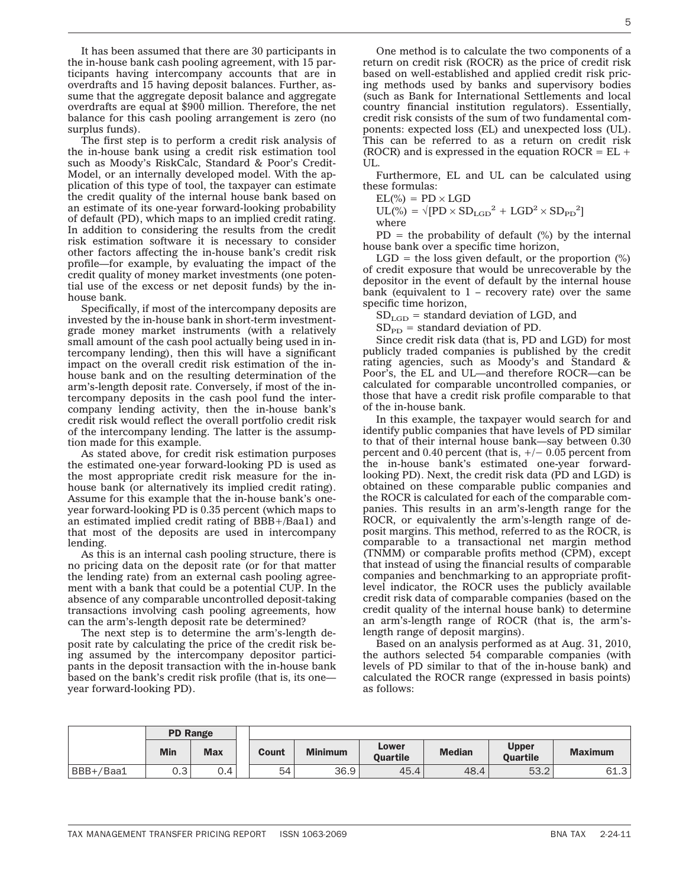It has been assumed that there are 30 participants in the in-house bank cash pooling agreement, with 15 participants having intercompany accounts that are in overdrafts and 15 having deposit balances. Further, assume that the aggregate deposit balance and aggregate overdrafts are equal at $900 million. Therefore, the net balance for this cash pooling arrangement is zero (no surplus funds).

The first step is to perform a credit risk analysis of the in-house bank using a credit risk estimation tool such as Moody's RiskCalc, Standard & Poor's CreditModel, or an internally developed model. With the application of this type of tool, the taxpayer can estimate the credit quality of the internal house bank based on an estimate of its one-year forward-looking probability of default (PD), which maps to an implied credit rating. In addition to considering the results from the credit risk estimation software it is necessary to consider other factors affecting the in-house bank's credit risk profile—for example, by evaluating the impact of the credit quality of money market investments (one potential use of the excess or net deposit funds) by the in-house bank.

Specifically, if most of the intercompany deposits are invested by the in-house bank in short-term investment-grade money market instruments (with a relatively small amount of the cash pool actually being used in intercompany lending), then this will have a significant impact on the overall credit risk estimation of the in-house bank and on the resulting determination of the arm's-length deposit rate. Conversely, if most of the intercompany deposits in the cash pool fund the intercompany lending activity, then the in-house bank's credit risk would reflect the overall portfolio credit risk of the intercompany lending. The latter is the assumption made for this example.

As stated above, for credit risk estimation purposes the estimated one-year forward-looking PD is used as the most appropriate credit risk measure for the in-house bank (or alternatively its implied credit rating). Assume for this example that the in-house bank's one-year forward-looking PD is 0.35 percent (which maps to an estimated implied credit rating of BBB+/Baa1) and that most of the deposits are used in intercompany lending.

As this is an internal cash pooling structure, there is no pricing data on the deposit rate (or for that matter the lending rate) from an external cash pooling agreement with a bank that could be a potential CUP. In the absence of any comparable uncontrolled deposit-taking transactions involving cash pooling agreements, how can the arm's-length deposit rate be determined?

The next step is to determine the arm's-length deposit rate by calculating the price of the credit risk being assumed by the intercompany depositor participants in the deposit transaction with the in-house bank based on the bank's credit risk profile (that is, its one—year forward-looking PD).

One method is to calculate the two components of a return on credit risk (ROCR) as the price of credit risk based on well-established and applied credit risk pricing methods used by banks and supervisory bodies (such as Bank for International Settlements and local country financial institution regulators). Essentially, credit risk consists of the sum of two fundamental components: expected loss (EL) and unexpected loss (UL). This can be referred to as a return on credit risk (ROCR) and is expressed in the equation ROCR = EL + UL.

Furthermore, EL and UL can be calculated using these formulas:

$EL(\%) = PD \times LGD$

$UL(\%) = \sqrt{[PD \times SD_{LGD}^2 + LGD^2 \times SD_{PD}^2]}$

where

PD = the probability of default (%) by the internal house bank over a specific time horizon,

LGD = the loss given default, or the proportion (%) of credit exposure that would be unrecoverable by the depositor in the event of default by the internal house bank (equivalent to 1 – recovery rate) over the same specific time horizon,

$SD_{LGD}$ = standard deviation of LGD, and

$SD_{PD}$ = standard deviation of PD.

Since credit risk data (that is, PD and LGD) for most publicly traded companies is published by the credit rating agencies, such as Moody's and Standard & Poor's, the EL and UL—and therefore ROCR—can be calculated for comparable uncontrolled companies, or those that have a credit risk profile comparable to that of the in-house bank.

In this example, the taxpayer would search for and identify public companies that have levels of PD similar to that of their internal house bank—say between 0.30 percent and 0.40 percent (that is, +/− 0.05 percent from the in-house bank's estimated one-year forward-looking PD). Next, the credit risk data (PD and LGD) is obtained on these comparable public companies and the ROCR is calculated for each of the comparable companies. This results in an arm's-length range for the ROCR, or equivalently the arm's-length range of deposit margins. This method, referred to as the ROCR, is comparable to a transactional net margin method (TNMM) or comparable profits method (CPM), except that instead of using the financial results of comparable companies and benchmarking to an appropriate profit-level indicator, the ROCR uses the publicly available credit risk data of comparable companies (based on the credit quality of the internal house bank) to determine an arm's-length range of ROCR (that is, the arm's-length range of deposit margins).

Based on an analysis performed as at Aug. 31, 2010, the authors selected 54 comparable companies (with levels of PD similar to that of the in-house bank) and calculated the ROCR range (expressed in basis points) as follows:

| | PD Range | | | | | | | |
|---|---|---|---|---|---|---|---|---|
| | **Min** | **Max** | **Count** | **Minimum** | **Lower Quartile** | **Median** | **Upper Quartile** | **Maximum** |
| BBB+/Baa1 | 0.3 | 0.4 | 54 | 36.9 | 45.4 | 48.4 | 53.2 | 61.3 |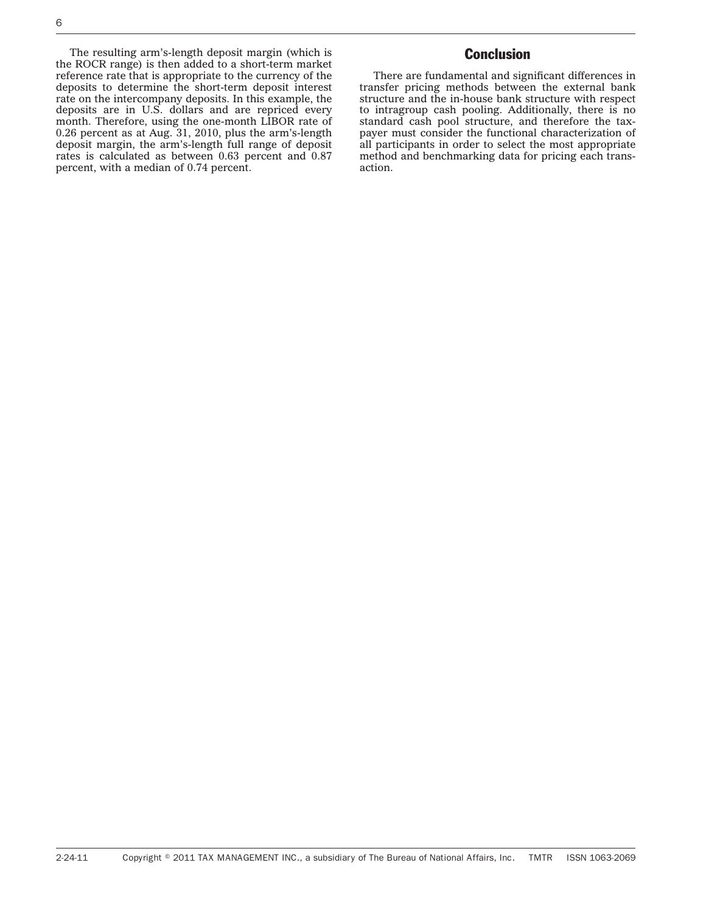The resulting arm's-length deposit margin (which is the ROCR range) is then added to a short-term market reference rate that is appropriate to the currency of the deposits to determine the short-term deposit interest rate on the intercompany deposits. In this example, the deposits are in U.S. dollars and are repriced every month. Therefore, using the one-month LIBOR rate of 0.26 percent as at Aug. 31, 2010, plus the arm's-length deposit margin, the arm's-length full range of deposit rates is calculated as between 0.63 percent and 0.87 percent, with a median of 0.74 percent.

## Conclusion

There are fundamental and significant differences in transfer pricing methods between the external bank structure and the in-house bank structure with respect to intragroup cash pooling. Additionally, there is no standard cash pool structure, and therefore the taxpayer must consider the functional characterization of all participants in order to select the most appropriate method and benchmarking data for pricing each transaction.